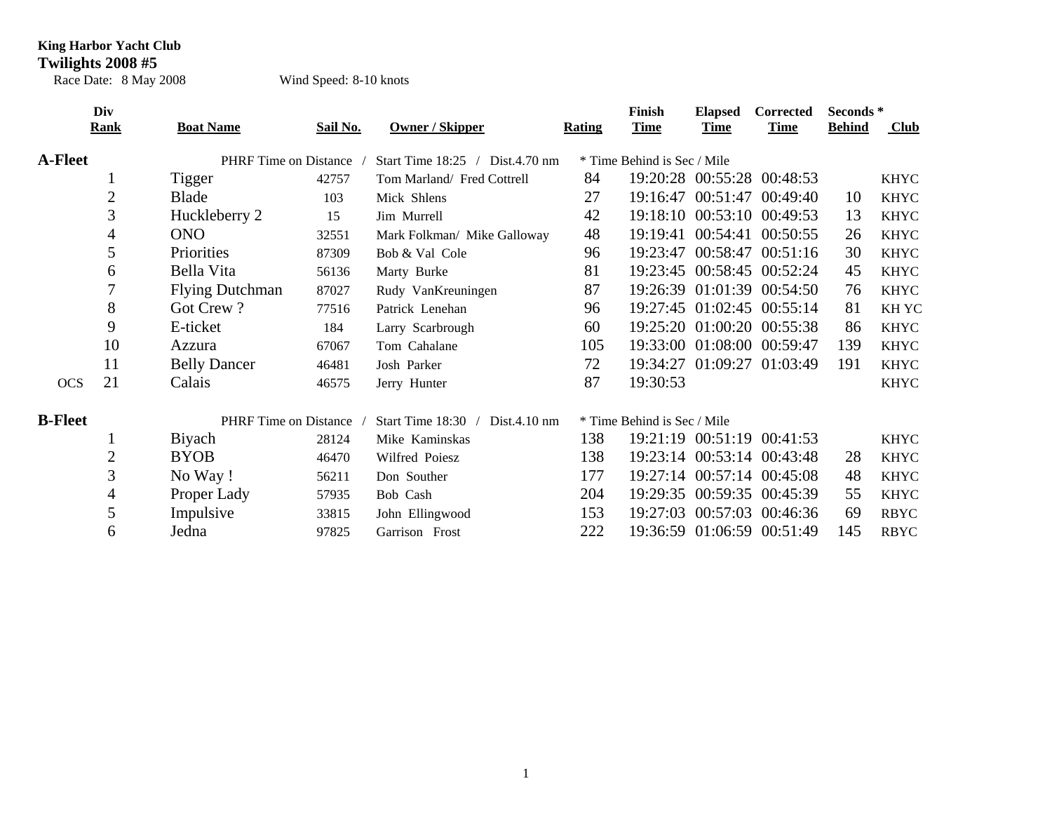**King Harbor Yacht Club**

**Twilights 2008 #5**

Race Date: 8 May 2008 Wind Speed: 8-10 knots

| | Div Rank | Boat Name | Sail No. | Owner / Skipper | Rating | Finish Time | Elapsed Time | Corrected Time | Seconds * Behind | Club |
|---|---|---|---|---|---|---|---|---|---|---|
| **A-Fleet** | | PHRF Time on Distance / | | Start Time 18:25 / Dist.4.70 nm | | * Time Behind is Sec / Mile | | | | |
| | 1 | Tigger | 42757 | Tom Marland/ Fred Cottrell | 84 | 19:20:28 | 00:55:28 | 00:48:53 | | KHYC |
| | 2 | Blade | 103 | Mick Shlens | 27 | 19:16:47 | 00:51:47 | 00:49:40 | 10 | KHYC |
| | 3 | Huckleberry 2 | 15 | Jim Murrell | 42 | 19:18:10 | 00:53:10 | 00:49:53 | 13 | KHYC |
| | 4 | ONO | 32551 | Mark Folkman/ Mike Galloway | 48 | 19:19:41 | 00:54:41 | 00:50:55 | 26 | KHYC |
| | 5 | Priorities | 87309 | Bob & Val Cole | 96 | 19:23:47 | 00:58:47 | 00:51:16 | 30 | KHYC |
| | 6 | Bella Vita | 56136 | Marty Burke | 81 | 19:23:45 | 00:58:45 | 00:52:24 | 45 | KHYC |
| | 7 | Flying Dutchman | 87027 | Rudy VanKreuningen | 87 | 19:26:39 | 01:01:39 | 00:54:50 | 76 | KHYC |
| | 8 | Got Crew ? | 77516 | Patrick Lenehan | 96 | 19:27:45 | 01:02:45 | 00:55:14 | 81 | KH YC |
| | 9 | E-ticket | 184 | Larry Scarbrough | 60 | 19:25:20 | 01:00:20 | 00:55:38 | 86 | KHYC |
| | 10 | Azzura | 67067 | Tom Cahalane | 105 | 19:33:00 | 01:08:00 | 00:59:47 | 139 | KHYC |
| | 11 | Belly Dancer | 46481 | Josh Parker | 72 | 19:34:27 | 01:09:27 | 01:03:49 | 191 | KHYC |
| OCS | 21 | Calais | 46575 | Jerry Hunter | 87 | 19:30:53 | | | | KHYC |
| **B-Fleet** | | PHRF Time on Distance / | | Start Time 18:30 / Dist.4.10 nm | | * Time Behind is Sec / Mile | | | | |
| | 1 | Biyach | 28124 | Mike Kaminskas | 138 | 19:21:19 | 00:51:19 | 00:41:53 | | KHYC |
| | 2 | BYOB | 46470 | Wilfred Poiesz | 138 | 19:23:14 | 00:53:14 | 00:43:48 | 28 | KHYC |
| | 3 | No Way ! | 56211 | Don Souther | 177 | 19:27:14 | 00:57:14 | 00:45:08 | 48 | KHYC |
| | 4 | Proper Lady | 57935 | Bob Cash | 204 | 19:29:35 | 00:59:35 | 00:45:39 | 55 | KHYC |
| | 5 | Impulsive | 33815 | John Ellingwood | 153 | 19:27:03 | 00:57:03 | 00:46:36 | 69 | RBYC |
| | 6 | Jedna | 97825 | Garrison Frost | 222 | 19:36:59 | 01:06:59 | 00:51:49 | 145 | RBYC |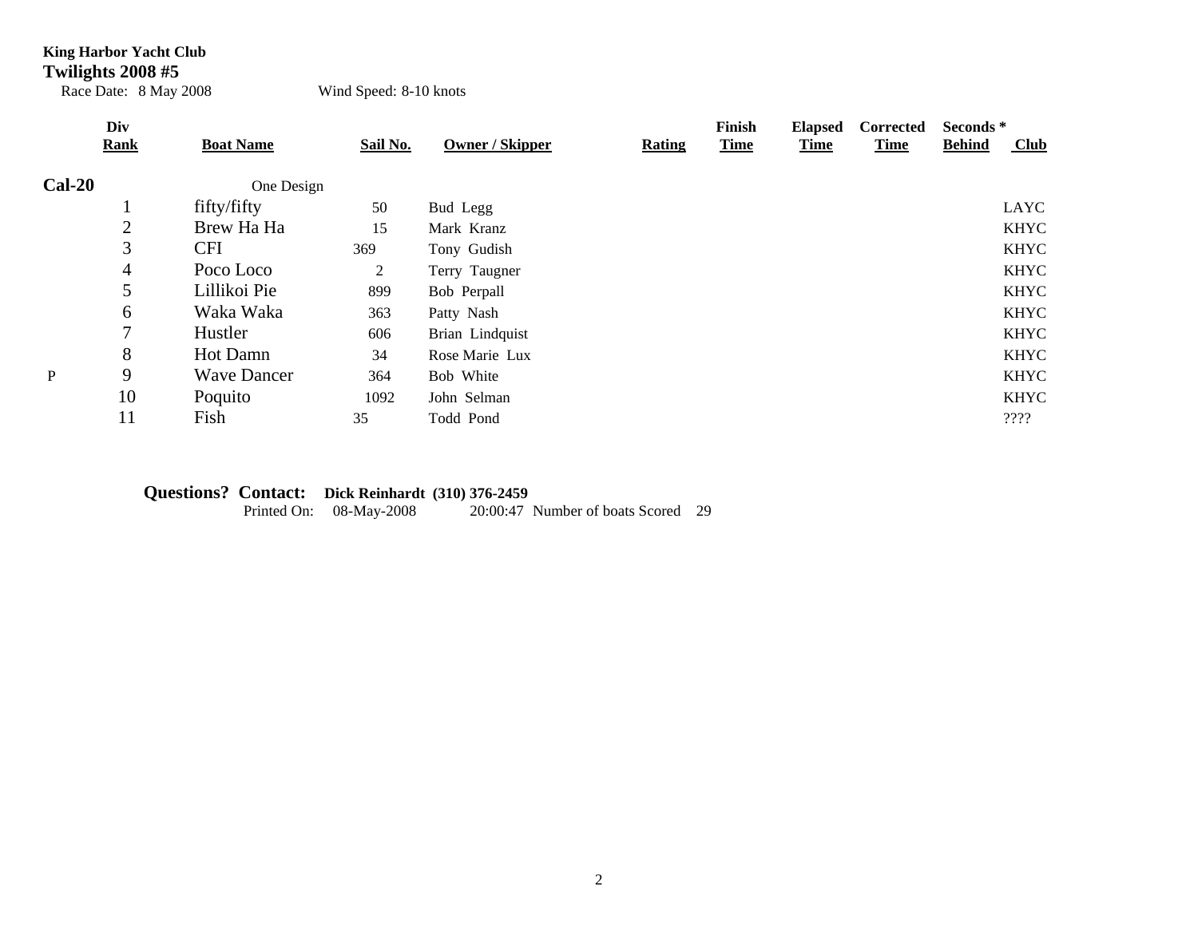**King Harbor Yacht Club**

**Twilights 2008 #5**

Race Date: 8 May 2008 Wind Speed: 8-10 knots

| | Div Rank | Boat Name | Sail No. | Owner / Skipper | Rating | Finish Time | Elapsed Time | Corrected Time | Seconds * Behind | Club |
|---|---|---|---|---|---|---|---|---|---|---|
| **Cal-20** | | One Design | | | | | | | | |
| | 1 | fifty/fifty | 50 | Bud Legg | | | | | | LAYC |
| | 2 | Brew Ha Ha | 15 | Mark Kranz | | | | | | KHYC |
| | 3 | CFI | 369 | Tony Gudish | | | | | | KHYC |
| | 4 | Poco Loco | 2 | Terry Taugner | | | | | | KHYC |
| | 5 | Lillikoi Pie | 899 | Bob Perpall | | | | | | KHYC |
| | 6 | Waka Waka | 363 | Patty Nash | | | | | | KHYC |
| | 7 | Hustler | 606 | Brian Lindquist | | | | | | KHYC |
| | 8 | Hot Damn | 34 | Rose Marie Lux | | | | | | KHYC |
| P | 9 | Wave Dancer | 364 | Bob White | | | | | | KHYC |
| | 10 | Poquito | 1092 | John Selman | | | | | | KHYC |
| | 11 | Fish | 35 | Todd Pond | | | | | | ???? |

**Questions? Contact: Dick Reinhardt (310) 376-2459**

Printed On: 08-May-2008 20:00:47 Number of boats Scored 29